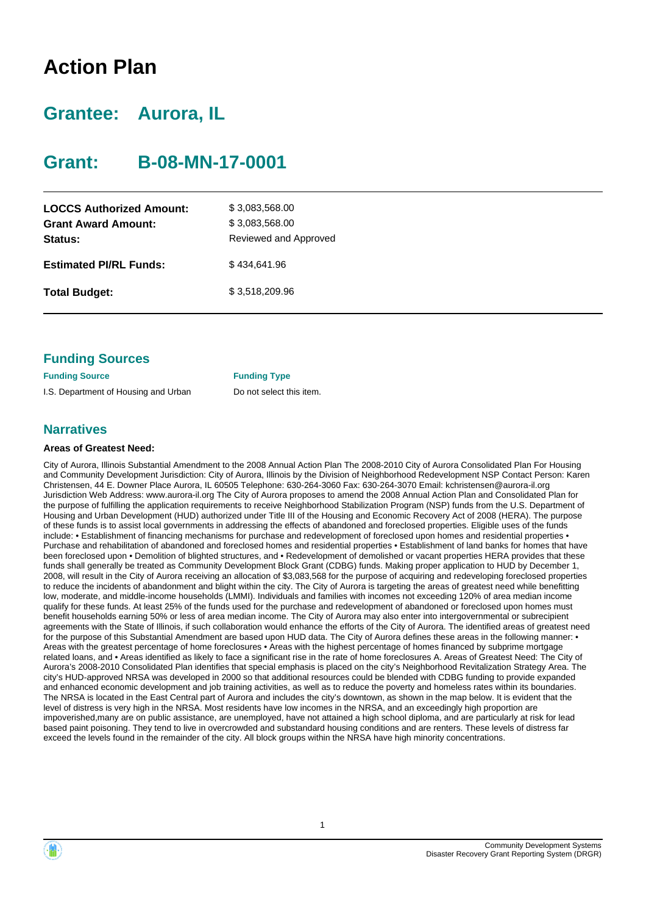# Action Plan

## Grantee: Aurora, IL

## Grant: B-08-MN-17-0001

| | |
|---|---|
| **LOCCS Authorized Amount:** | $ 3,083,568.00 |
| **Grant Award Amount:** | $ 3,083,568.00 |
| **Status:** | Reviewed and Approved |
| **Estimated PI/RL Funds:** | $ 434,641.96 |
| **Total Budget:** | $ 3,518,209.96 |

## Funding Sources

| Funding Source | Funding Type |
|---|---|
| I.S. Department of Housing and Urban | Do not select this item. |

## Narratives

### Areas of Greatest Need:

City of Aurora, Illinois Substantial Amendment to the 2008 Annual Action Plan The 2008-2010 City of Aurora Consolidated Plan For Housing and Community Development Jurisdiction: City of Aurora, Illinois by the Division of Neighborhood Redevelopment NSP Contact Person: Karen Christensen, 44 E. Downer Place Aurora, IL 60505 Telephone: 630-264-3060 Fax: 630-264-3070 Email: kchristensen@aurora-il.org Jurisdiction Web Address: www.aurora-il.org The City of Aurora proposes to amend the 2008 Annual Action Plan and Consolidated Plan for the purpose of fulfilling the application requirements to receive Neighborhood Stabilization Program (NSP) funds from the U.S. Department of Housing and Urban Development (HUD) authorized under Title III of the Housing and Economic Recovery Act of 2008 (HERA). The purpose of these funds is to assist local governments in addressing the effects of abandoned and foreclosed properties. Eligible uses of the funds include: • Establishment of financing mechanisms for purchase and redevelopment of foreclosed upon homes and residential properties • Purchase and rehabilitation of abandoned and foreclosed homes and residential properties • Establishment of land banks for homes that have been foreclosed upon • Demolition of blighted structures, and • Redevelopment of demolished or vacant properties HERA provides that these funds shall generally be treated as Community Development Block Grant (CDBG) funds. Making proper application to HUD by December 1, 2008, will result in the City of Aurora receiving an allocation of $3,083,568 for the purpose of acquiring and redeveloping foreclosed properties to reduce the incidents of abandonment and blight within the city. The City of Aurora is targeting the areas of greatest need while benefitting low, moderate, and middle-income households (LMMI). Individuals and families with incomes not exceeding 120% of area median income qualify for these funds. At least 25% of the funds used for the purchase and redevelopment of abandoned or foreclosed upon homes must benefit households earning 50% or less of area median income. The City of Aurora may also enter into intergovernmental or subrecipient agreements with the State of Illinois, if such collaboration would enhance the efforts of the City of Aurora. The identified areas of greatest need for the purpose of this Substantial Amendment are based upon HUD data. The City of Aurora defines these areas in the following manner: • Areas with the greatest percentage of home foreclosures • Areas with the highest percentage of homes financed by subprime mortgage related loans, and • Areas identified as likely to face a significant rise in the rate of home foreclosures A. Areas of Greatest Need: The City of Aurora's 2008-2010 Consolidated Plan identifies that special emphasis is placed on the city's Neighborhood Revitalization Strategy Area. The city's HUD-approved NRSA was developed in 2000 so that additional resources could be blended with CDBG funding to provide expanded and enhanced economic development and job training activities, as well as to reduce the poverty and homeless rates within its boundaries. The NRSA is located in the East Central part of Aurora and includes the city's downtown, as shown in the map below. It is evident that the level of distress is very high in the NRSA. Most residents have low incomes in the NRSA, and an exceedingly high proportion are impoverished,many are on public assistance, are unemployed, have not attained a high school diploma, and are particularly at risk for lead based paint poisoning. They tend to live in overcrowded and substandard housing conditions and are renters. These levels of distress far exceed the levels found in the remainder of the city. All block groups within the NRSA have high minority concentrations.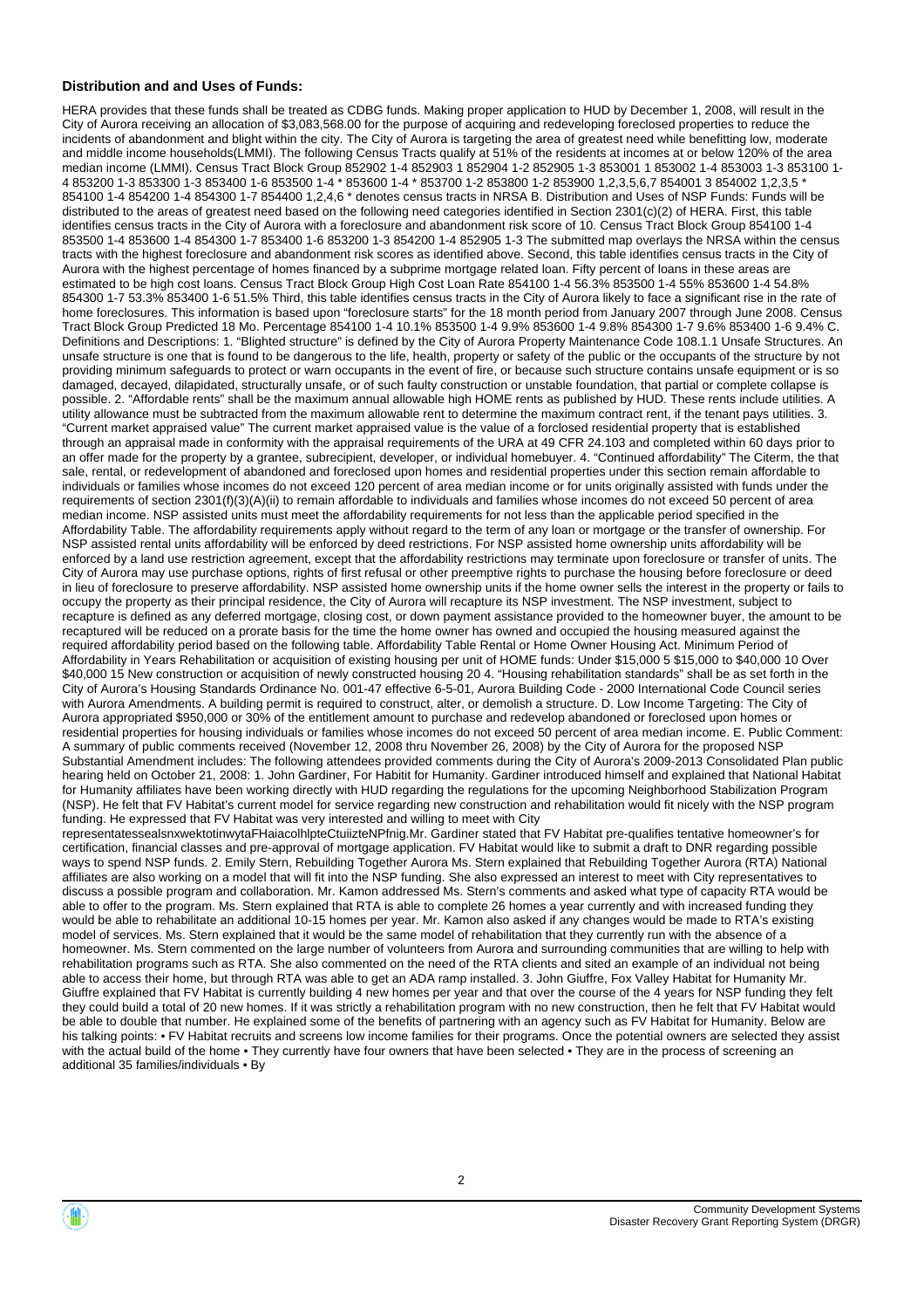**Distribution and and Uses of Funds:**

HERA provides that these funds shall be treated as CDBG funds. Making proper application to HUD by December 1, 2008, will result in the City of Aurora receiving an allocation of $3,083,568.00 for the purpose of acquiring and redeveloping foreclosed properties to reduce the incidents of abandonment and blight within the city. The City of Aurora is targeting the area of greatest need while benefitting low, moderate and middle income households(LMMI). The following Census Tracts qualify at 51% of the residents at incomes at or below 120% of the area median income (LMMI). Census Tract Block Group 852902 1-4 852903 1 852904 1-2 852905 1-3 853001 1 853002 1-4 853003 1-3 853100 1-4 853200 1-3 853300 1-3 853400 1-6 853500 1-4 * 853600 1-4 * 853700 1-2 853800 1-2 853900 1,2,3,5,6,7 854001 3 854002 1,2,3,5 * 854100 1-4 854200 1-4 854300 1-7 854400 1,2,4,6 * denotes census tracts in NRSA B. Distribution and Uses of NSP Funds: Funds will be distributed to the areas of greatest need based on the following need categories identified in Section 2301(c)(2) of HERA. First, this table identifies census tracts in the City of Aurora with a foreclosure and abandonment risk score of 10. Census Tract Block Group 854100 1-4 853500 1-4 853600 1-4 854300 1-7 853400 1-6 853200 1-3 854200 1-4 852905 1-3 The submitted map overlays the NRSA within the census tracts with the highest foreclosure and abandonment risk scores as identified above. Second, this table identifies census tracts in the City of Aurora with the highest percentage of homes financed by a subprime mortgage related loan. Fifty percent of loans in these areas are estimated to be high cost loans. Census Tract Block Group High Cost Loan Rate 854100 1-4 56.3% 853500 1-4 55% 853600 1-4 54.8% 854300 1-7 53.3% 853400 1-6 51.5% Third, this table identifies census tracts in the City of Aurora likely to face a significant rise in the rate of home foreclosures. This information is based upon "foreclosure starts" for the 18 month period from January 2007 through June 2008. Census Tract Block Group Predicted 18 Mo. Percentage 854100 1-4 10.1% 853500 1-4 9.9% 853600 1-4 9.8% 854300 1-7 9.6% 853400 1-6 9.4% C. Definitions and Descriptions: 1. "Blighted structure" is defined by the City of Aurora Property Maintenance Code 108.1.1 Unsafe Structures. An unsafe structure is one that is found to be dangerous to the life, health, property or safety of the public or the occupants of the structure by not providing minimum safeguards to protect or warn occupants in the event of fire, or because such structure contains unsafe equipment or is so damaged, decayed, dilapidated, structurally unsafe, or of such faulty construction or unstable foundation, that partial or complete collapse is possible. 2. "Affordable rents" shall be the maximum annual allowable high HOME rents as published by HUD. These rents include utilities. A utility allowance must be subtracted from the maximum allowable rent to determine the maximum contract rent, if the tenant pays utilities. 3. "Current market appraised value" The current market appraised value is the value of a forclosed residential property that is established through an appraisal made in conformity with the appraisal requirements of the URA at 49 CFR 24.103 and completed within 60 days prior to an offer made for the property by a grantee, subrecipient, developer, or individual homebuyer. 4. "Continued affordability" The Citerm, the that sale, rental, or redevelopment of abandoned and foreclosed upon homes and residential properties under this section remain affordable to individuals or families whose incomes do not exceed 120 percent of area median income or for units originally assisted with funds under the requirements of section 2301(f)(3)(A)(ii) to remain affordable to individuals and families whose incomes do not exceed 50 percent of area median income. NSP assisted units must meet the affordability requirements for not less than the applicable period specified in the Affordability Table. The affordability requirements apply without regard to the term of any loan or mortgage or the transfer of ownership. For NSP assisted rental units affordability will be enforced by deed restrictions. For NSP assisted home ownership units affordability will be enforced by a land use restriction agreement, except that the affordability restrictions may terminate upon foreclosure or transfer of units. The City of Aurora may use purchase options, rights of first refusal or other preemptive rights to purchase the housing before foreclosure or deed in lieu of foreclosure to preserve affordability. NSP assisted home ownership units if the home owner sells the interest in the property or fails to occupy the property as their principal residence, the City of Aurora will recapture its NSP investment. The NSP investment, subject to recapture is defined as any deferred mortgage, closing cost, or down payment assistance provided to the homeowner buyer, the amount to be recaptured will be reduced on a prorate basis for the time the home owner has owned and occupied the housing measured against the required affordability period based on the following table. Affordability Table Rental or Home Owner Housing Act. Minimum Period of Affordability in Years Rehabilitation or acquisition of existing housing per unit of HOME funds: Under $15,000 5 $15,000 to $40,000 10 Over $40,000 15 New construction or acquisition of newly constructed housing 20 4. "Housing rehabilitation standards" shall be as set forth in the City of Aurora's Housing Standards Ordinance No. 001-47 effective 6-5-01, Aurora Building Code - 2000 International Code Council series with Aurora Amendments. A building permit is required to construct, alter, or demolish a structure. D. Low Income Targeting: The City of Aurora appropriated $950,000 or 30% of the entitlement amount to purchase and redevelop abandoned or foreclosed upon homes or residential properties for housing individuals or families whose incomes do not exceed 50 percent of area median income. E. Public Comment: A summary of public comments received (November 12, 2008 thru November 26, 2008) by the City of Aurora for the proposed NSP Substantial Amendment includes: The following attendees provided comments during the City of Aurora's 2009-2013 Consolidated Plan public hearing held on October 21, 2008: 1. John Gardiner, For Habitit for Humanity. Gardiner introduced himself and explained that National Habitat for Humanity affiliates have been working directly with HUD regarding the regulations for the upcoming Neighborhood Stabilization Program (NSP). He felt that FV Habitat's current model for service regarding new construction and rehabilitation would fit nicely with the NSP program funding. He expressed that FV Habitat was very interested and willing to meet with City representatessealsnxwektotinwytaFHaiacolhlpteCtuiizteNPfnig.Mr. Gardiner stated that FV Habitat pre-qualifies tentative homeowner's for certification, financial classes and pre-approval of mortgage application. FV Habitat would like to submit a draft to DNR regarding possible ways to spend NSP funds. 2. Emily Stern, Rebuilding Together Aurora Ms. Stern explained that Rebuilding Together Aurora (RTA) National affiliates are also working on a model that will fit into the NSP funding. She also expressed an interest to meet with City representatives to discuss a possible program and collaboration. Mr. Kamon addressed Ms. Stern's comments and asked what type of capacity RTA would be able to offer to the program. Ms. Stern explained that RTA is able to complete 26 homes a year currently and with increased funding they would be able to rehabilitate an additional 10-15 homes per year. Mr. Kamon also asked if any changes would be made to RTA's existing model of services. Ms. Stern explained that it would be the same model of rehabilitation that they currently run with the absence of a homeowner. Ms. Stern commented on the large number of volunteers from Aurora and surrounding communities that are willing to help with rehabilitation programs such as RTA. She also commented on the need of the RTA clients and sited an example of an individual not being able to access their home, but through RTA was able to get an ADA ramp installed. 3. John Giuffre, Fox Valley Habitat for Humanity Mr. Giuffre explained that FV Habitat is currently building 4 new homes per year and that over the course of the 4 years for NSP funding they felt they could build a total of 20 new homes. If it was strictly a rehabilitation program with no new construction, then he felt that FV Habitat would be able to double that number. He explained some of the benefits of partnering with an agency such as FV Habitat for Humanity. Below are his talking points: • FV Habitat recruits and screens low income families for their programs. Once the potential owners are selected they assist with the actual build of the home • They currently have four owners that have been selected • They are in the process of screening an additional 35 families/individuals • By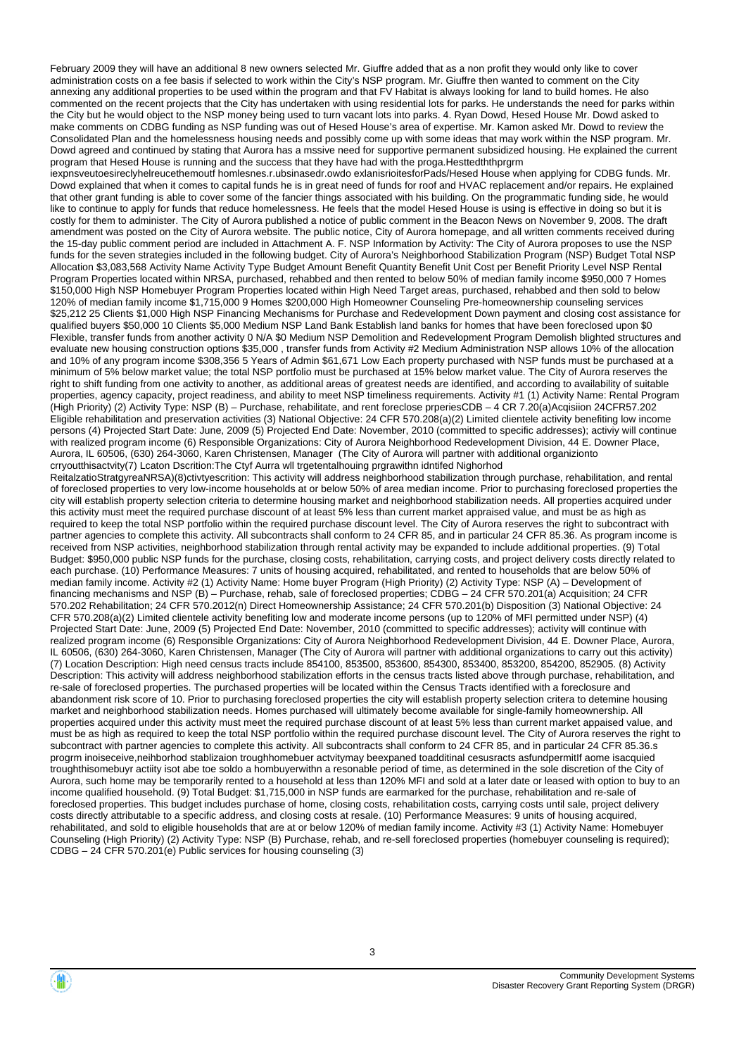February 2009 they will have an additional 8 new owners selected Mr. Giuffre added that as a non profit they would only like to cover administration costs on a fee basis if selected to work within the City's NSP program. Mr. Giuffre then wanted to comment on the City annexing any additional properties to be used within the program and that FV Habitat is always looking for land to build homes. He also commented on the recent projects that the City has undertaken with using residential lots for parks. He understands the need for parks within the City but he would object to the NSP money being used to turn vacant lots into parks. 4. Ryan Dowd, Hesed House Mr. Dowd asked to make comments on CDBG funding as NSP funding was out of Hesed House's area of expertise. Mr. Kamon asked Mr. Dowd to review the Consolidated Plan and the homelessness housing needs and possibly come up with some ideas that may work within the NSP program. Mr. Dowd agreed and continued by stating that Aurora has a mssive need for supportive permanent subsidized housing. He explained the current program that Hesed House is running and the success that they have had with the proga.Hesttedththprgrm iexpnsveutoesireclyhelreucethemoutf homlesnes.r.ubsinasedr.owdo exlanisrioitesforPads/Hesed House when applying for CDBG funds. Mr. Dowd explained that when it comes to capital funds he is in great need of funds for roof and HVAC replacement and/or repairs. He explained that other grant funding is able to cover some of the fancier things associated with his building. On the programmatic funding side, he would like to continue to apply for funds that reduce homelessness. He feels that the model Hesed House is using is effective in doing so but it is costly for them to administer. The City of Aurora published a notice of public comment in the Beacon News on November 9, 2008. The draft amendment was posted on the City of Aurora website. The public notice, City of Aurora homepage, and all written comments received during the 15-day public comment period are included in Attachment A. F. NSP Information by Activity: The City of Aurora proposes to use the NSP funds for the seven strategies included in the following budget. City of Aurora's Neighborhood Stabilization Program (NSP) Budget Total NSP Allocation $3,083,568 Activity Name Activity Type Budget Amount Benefit Quantity Benefit Unit Cost per Benefit Priority Level NSP Rental Program Properties located within NRSA, purchased, rehabbed and then rented to below 50% of median family income $950,000 7 Homes $150,000 High NSP Homebuyer Program Properties located within High Need Target areas, purchased, rehabbed and then sold to below 120% of median family income $1,715,000 9 Homes $200,000 High Homeowner Counseling Pre-homeownership counseling services $25,212 25 Clients $1,000 High NSP Financing Mechanisms for Purchase and Redevelopment Down payment and closing cost assistance for qualified buyers $50,000 10 Clients $5,000 Medium NSP Land Bank Establish land banks for homes that have been foreclosed upon $0 Flexible, transfer funds from another activity 0 N/A $0 Medium NSP Demolition and Redevelopment Program Demolish blighted structures and evaluate new housing construction options $35,000 , transfer funds from Activity #2 Medium Administration NSP allows 10% of the allocation and 10% of any program income $308,356 5 Years of Admin $61,671 Low Each property purchased with NSP funds must be purchased at a minimum of 5% below market value; the total NSP portfolio must be purchased at 15% below market value. The City of Aurora reserves the right to shift funding from one activity to another, as additional areas of greatest needs are identified, and according to availability of suitable properties, agency capacity, project readiness, and ability to meet NSP timeliness requirements. Activity #1 (1) Activity Name: Rental Program (High Priority) (2) Activity Type: NSP (B) – Purchase, rehabilitate, and rent foreclose prperiesCDB – 4 CR 7.20(a)Acqisiion 24CFR57.202 Eligible rehabilitation and preservation activities (3) National Objective: 24 CFR 570.208(a)(2) Limited clientele activity benefiting low income persons (4) Projected Start Date: June, 2009 (5) Projected End Date: November, 2010 (committed to specific addresses); activiy will continue with realized program income (6) Responsible Organizations: City of Aurora Neighborhood Redevelopment Division, 44 E. Downer Place, Aurora, IL 60506, (630) 264-3060, Karen Christensen, Manager (The City of Aurora will partner with additional organizionto crryoutthisactvity(7) Lcaton Dscrition:The Ctyf Aurra wll trgetentalhouing prgrawithn idntifed Nighorhod ReitalzatioStratgyreaNRSA)(8)ctivtyescrition: This activity will address neighborhood stabilization through purchase, rehabilitation, and rental of foreclosed properties to very low-income households at or below 50% of area median income. Prior to purchasing foreclosed properties the city will establish property selection criteria to determine housing market and neighborhood stabilization needs. All properties acquired under this activity must meet the required purchase discount of at least 5% less than current market appraised value, and must be as high as required to keep the total NSP portfolio within the required purchase discount level. The City of Aurora reserves the right to subcontract with partner agencies to complete this activity. All subcontracts shall conform to 24 CFR 85, and in particular 24 CFR 85.36. As program income is received from NSP activities, neighborhood stabilization through rental activity may be expanded to include additional properties. (9) Total Budget: $950,000 public NSP funds for the purchase, closing costs, rehabilitation, carrying costs, and project delivery costs directly related to each purchase. (10) Performance Measures: 7 units of housing acquired, rehabilitated, and rented to households that are below 50% of median family income. Activity #2 (1) Activity Name: Home buyer Program (High Priority) (2) Activity Type: NSP (A) – Development of financing mechanisms and NSP (B) – Purchase, rehab, sale of foreclosed properties; CDBG – 24 CFR 570.201(a) Acquisition; 24 CFR 570.202 Rehabilitation; 24 CFR 570.2012(n) Direct Homeownership Assistance; 24 CFR 570.201(b) Disposition (3) National Objective: 24 CFR 570.208(a)(2) Limited clientele activity benefiting low and moderate income persons (up to 120% of MFI permitted under NSP) (4) Projected Start Date: June, 2009 (5) Projected End Date: November, 2010 (committed to specific addresses); activity will continue with realized program income (6) Responsible Organizations: City of Aurora Neighborhood Redevelopment Division, 44 E. Downer Place, Aurora, IL 60506, (630) 264-3060, Karen Christensen, Manager (The City of Aurora will partner with additional organizations to carry out this activity) (7) Location Description: High need census tracts include 854100, 853500, 853600, 854300, 853400, 853200, 854200, 852905. (8) Activity Description: This activity will address neighborhood stabilization efforts in the census tracts listed above through purchase, rehabilitation, and re-sale of foreclosed properties. The purchased properties will be located within the Census Tracts identified with a foreclosure and abandonment risk score of 10. Prior to purchasing foreclosed properties the city will establish property selection critera to detemine housing market and neighborhood stabilization needs. Homes purchased will ultimately become available for single-family homeownership. All properties acquired under this activity must meet the required purchase discount of at least 5% less than current market appaised value, and must be as high as required to keep the total NSP portfolio within the required purchase discount level. The City of Aurora reserves the right to subcontract with partner agencies to complete this activity. All subcontracts shall conform to 24 CFR 85, and in particular 24 CFR 85.36.s progrm inoiseceive,neihborhod stablizaion troughhomebuer actvitymay beexpaned toadditinal cesusracts asfundpermitIf aome isacquied troughthisomebuyr actiity isot abe toe soldo a hombuyerwithn a resonable period of time, as determined in the sole discretion of the City of Aurora, such home may be temporarily rented to a household at less than 120% MFI and sold at a later date or leased with option to buy to an income qualified household. (9) Total Budget: $1,715,000 in NSP funds are earmarked for the purchase, rehabilitation and re-sale of foreclosed properties. This budget includes purchase of home, closing costs, rehabilitation costs, carrying costs until sale, project delivery costs directly attributable to a specific address, and closing costs at resale. (10) Performance Measures: 9 units of housing acquired, rehabilitated, and sold to eligible households that are at or below 120% of median family income. Activity #3 (1) Activity Name: Homebuyer Counseling (High Priority) (2) Activity Type: NSP (B) Purchase, rehab, and re-sell foreclosed properties (homebuyer counseling is required); CDBG – 24 CFR 570.201(e) Public services for housing counseling (3)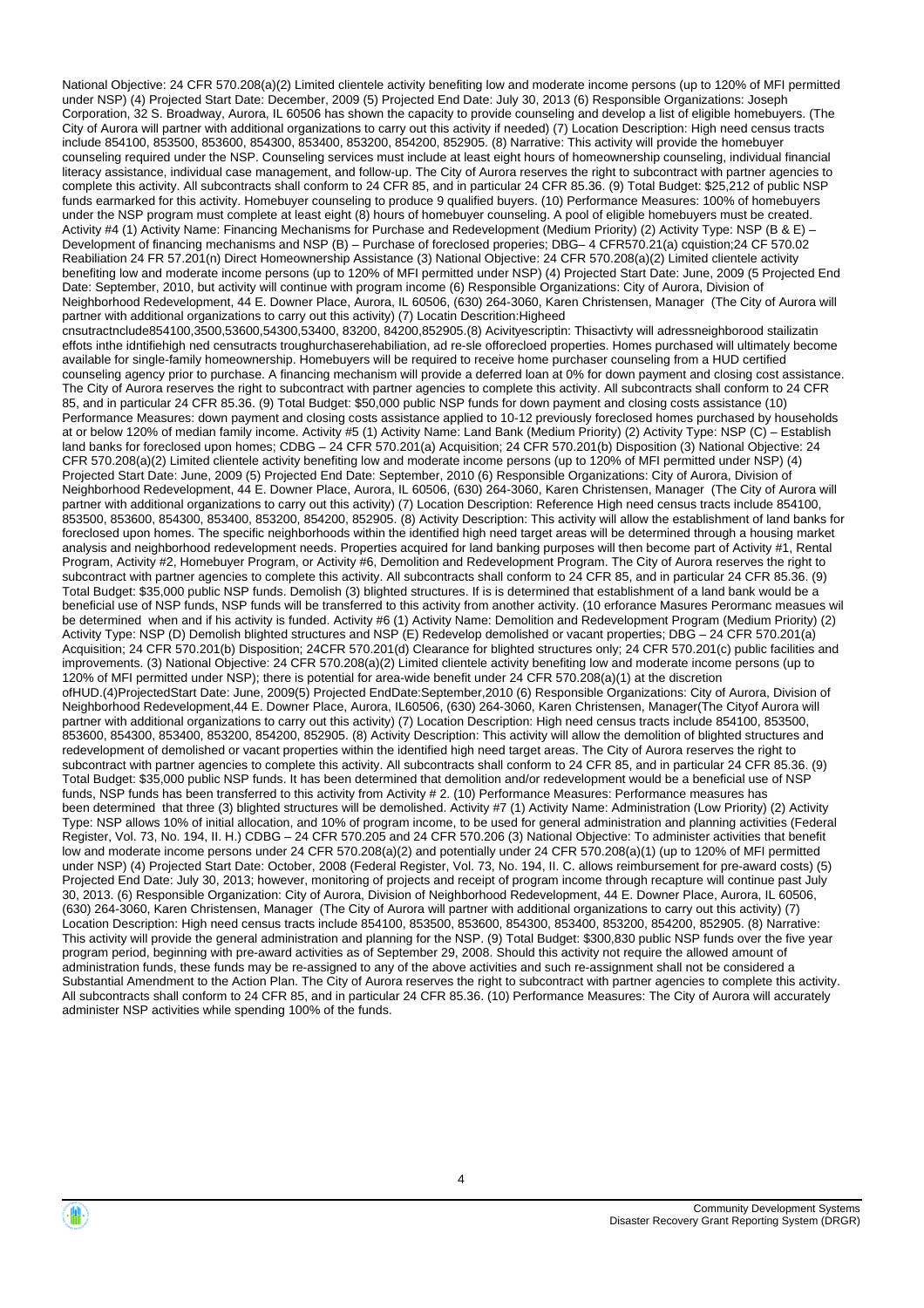National Objective: 24 CFR 570.208(a)(2) Limited clientele activity benefiting low and moderate income persons (up to 120% of MFI permitted under NSP) (4) Projected Start Date: December, 2009 (5) Projected End Date: July 30, 2013 (6) Responsible Organizations: Joseph Corporation, 32 S. Broadway, Aurora, IL 60506 has shown the capacity to provide counseling and develop a list of eligible homebuyers. (The City of Aurora will partner with additional organizations to carry out this activity if needed) (7) Location Description: High need census tracts include 854100, 853500, 853600, 854300, 853400, 853200, 854200, 852905. (8) Narrative: This activity will provide the homebuyer counseling required under the NSP. Counseling services must include at least eight hours of homeownership counseling, individual financial literacy assistance, individual case management, and follow-up. The City of Aurora reserves the right to subcontract with partner agencies to complete this activity. All subcontracts shall conform to 24 CFR 85, and in particular 24 CFR 85.36. (9) Total Budget: $25,212 of public NSP funds earmarked for this activity. Homebuyer counseling to produce 9 qualified buyers. (10) Performance Measures: 100% of homebuyers under the NSP program must complete at least eight (8) hours of homebuyer counseling. A pool of eligible homebuyers must be created. Activity #4 (1) Activity Name: Financing Mechanisms for Purchase and Redevelopment (Medium Priority) (2) Activity Type: NSP (B & E) – Development of financing mechanisms and NSP (B) – Purchase of foreclosed properies; DBG– 4 CFR570.21(a) cquistion;24 CF 570.02 Reabiliation 24 FR 57.201(n) Direct Homeownership Assistance (3) National Objective: 24 CFR 570.208(a)(2) Limited clientele activity benefiting low and moderate income persons (up to 120% of MFI permitted under NSP) (4) Projected Start Date: June, 2009 (5 Projected End Date: September, 2010, but activity will continue with program income (6) Responsible Organizations: City of Aurora, Division of Neighborhood Redevelopment, 44 E. Downer Place, Aurora, IL 60506, (630) 264-3060, Karen Christensen, Manager (The City of Aurora will partner with additional organizations to carry out this activity) (7) Locatin Descrition:Higheed cnsutractnclude854100,3500,53600,54300,53400, 83200, 84200,852905.(8) Acivityescriptin: Thisactivty will adressneighborood stailizatin effots inthe idntifiehigh ned censutracts troughurchaserehabiliation, ad re-sle offorecloed properties. Homes purchased will ultimately become available for single-family homeownership. Homebuyers will be required to receive home purchaser counseling from a HUD certified counseling agency prior to purchase. A financing mechanism will provide a deferred loan at 0% for down payment and closing cost assistance. The City of Aurora reserves the right to subcontract with partner agencies to complete this activity. All subcontracts shall conform to 24 CFR 85, and in particular 24 CFR 85.36. (9) Total Budget: $50,000 public NSP funds for down payment and closing costs assistance (10) Performance Measures: down payment and closing costs assistance applied to 10-12 previously foreclosed homes purchased by households at or below 120% of median family income. Activity #5 (1) Activity Name: Land Bank (Medium Priority) (2) Activity Type: NSP (C) – Establish land banks for foreclosed upon homes; CDBG – 24 CFR 570.201(a) Acquisition; 24 CFR 570.201(b) Disposition (3) National Objective: 24 CFR 570.208(a)(2) Limited clientele activity benefiting low and moderate income persons (up to 120% of MFI permitted under NSP) (4) Projected Start Date: June, 2009 (5) Projected End Date: September, 2010 (6) Responsible Organizations: City of Aurora, Division of Neighborhood Redevelopment, 44 E. Downer Place, Aurora, IL 60506, (630) 264-3060, Karen Christensen, Manager (The City of Aurora will partner with additional organizations to carry out this activity) (7) Location Description: Reference High need census tracts include 854100, 853500, 853600, 854300, 853400, 853200, 854200, 852905. (8) Activity Description: This activity will allow the establishment of land banks for foreclosed upon homes. The specific neighborhoods within the identified high need target areas will be determined through a housing market analysis and neighborhood redevelopment needs. Properties acquired for land banking purposes will then become part of Activity #1, Rental Program, Activity #2, Homebuyer Program, or Activity #6, Demolition and Redevelopment Program. The City of Aurora reserves the right to subcontract with partner agencies to complete this activity. All subcontracts shall conform to 24 CFR 85, and in particular 24 CFR 85.36. (9) Total Budget: $35,000 public NSP funds. Demolish (3) blighted structures. If is is determined that establishment of a land bank would be a beneficial use of NSP funds, NSP funds will be transferred to this activity from another activity. (10 erforance Masures Perormanc measues wil be determined when and if his activity is funded. Activity #6 (1) Activity Name: Demolition and Redevelopment Program (Medium Priority) (2) Activity Type: NSP (D) Demolish blighted structures and NSP (E) Redevelop demolished or vacant properties; DBG – 24 CFR 570.201(a) Acquisition; 24 CFR 570.201(b) Disposition; 24CFR 570.201(d) Clearance for blighted structures only; 24 CFR 570.201(c) public facilities and improvements. (3) National Objective: 24 CFR 570.208(a)(2) Limited clientele activity benefiting low and moderate income persons (up to 120% of MFI permitted under NSP); there is potential for area-wide benefit under 24 CFR 570.208(a)(1) at the discretion ofHUD.(4)ProjectedStart Date: June, 2009(5) Projected EndDate:September,2010 (6) Responsible Organizations: City of Aurora, Division of Neighborhood Redevelopment,44 E. Downer Place, Aurora, IL60506, (630) 264-3060, Karen Christensen, Manager(The Cityof Aurora will partner with additional organizations to carry out this activity) (7) Location Description: High need census tracts include 854100, 853500, 853600, 854300, 853400, 853200, 854200, 852905. (8) Activity Description: This activity will allow the demolition of blighted structures and redevelopment of demolished or vacant properties within the identified high need target areas. The City of Aurora reserves the right to subcontract with partner agencies to complete this activity. All subcontracts shall conform to 24 CFR 85, and in particular 24 CFR 85.36. (9) Total Budget: $35,000 public NSP funds. It has been determined that demolition and/or redevelopment would be a beneficial use of NSP funds, NSP funds has been transferred to this activity from Activity # 2. (10) Performance Measures: Performance measures has been determined that three (3) blighted structures will be demolished. Activity #7 (1) Activity Name: Administration (Low Priority) (2) Activity Type: NSP allows 10% of initial allocation, and 10% of program income, to be used for general administration and planning activities (Federal Register, Vol. 73, No. 194, II. H.) CDBG – 24 CFR 570.205 and 24 CFR 570.206 (3) National Objective: To administer activities that benefit low and moderate income persons under 24 CFR 570.208(a)(2) and potentially under 24 CFR 570.208(a)(1) (up to 120% of MFI permitted under NSP) (4) Projected Start Date: October, 2008 (Federal Register, Vol. 73, No. 194, II. C. allows reimbursement for pre-award costs) (5) Projected End Date: July 30, 2013; however, monitoring of projects and receipt of program income through recapture will continue past July 30, 2013. (6) Responsible Organization: City of Aurora, Division of Neighborhood Redevelopment, 44 E. Downer Place, Aurora, IL 60506, (630) 264-3060, Karen Christensen, Manager (The City of Aurora will partner with additional organizations to carry out this activity) (7) Location Description: High need census tracts include 854100, 853500, 853600, 854300, 853400, 853200, 854200, 852905. (8) Narrative: This activity will provide the general administration and planning for the NSP. (9) Total Budget: $300,830 public NSP funds over the five year program period, beginning with pre-award activities as of September 29, 2008. Should this activity not require the allowed amount of administration funds, these funds may be re-assigned to any of the above activities and such re-assignment shall not be considered a Substantial Amendment to the Action Plan. The City of Aurora reserves the right to subcontract with partner agencies to complete this activity. All subcontracts shall conform to 24 CFR 85, and in particular 24 CFR 85.36. (10) Performance Measures: The City of Aurora will accurately administer NSP activities while spending 100% of the funds.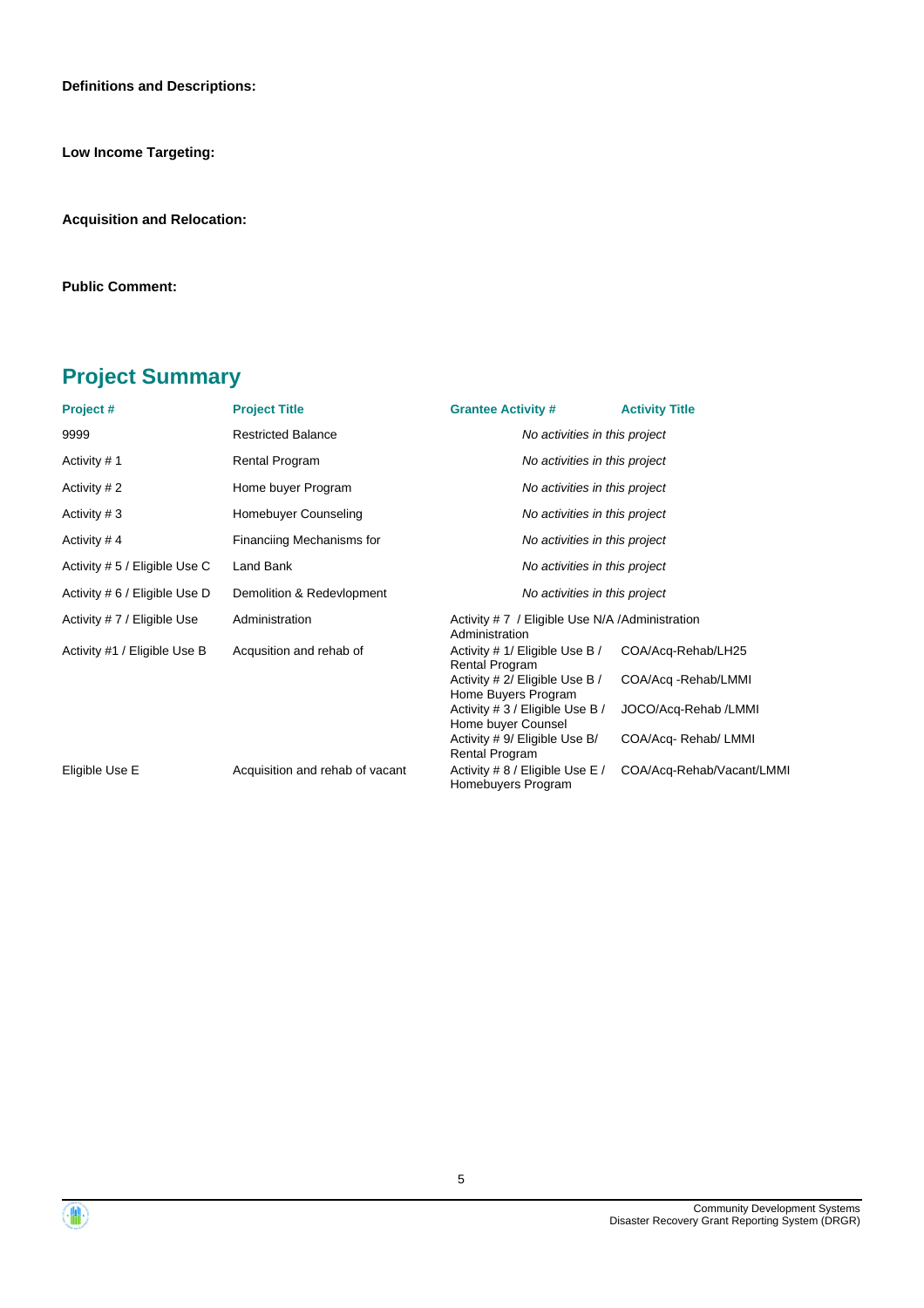**Definitions and Descriptions:**

**Low Income Targeting:**

**Acquisition and Relocation:**

**Public Comment:**

## Project Summary

| Project # | Project Title | Grantee Activity # | Activity Title |
| --- | --- | --- | --- |
| 9999 | Restricted Balance | *No activities in this project* | |
| Activity # 1 | Rental Program | *No activities in this project* | |
| Activity # 2 | Home buyer Program | *No activities in this project* | |
| Activity # 3 | Homebuyer Counseling | *No activities in this project* | |
| Activity # 4 | Financiing Mechanisms for | *No activities in this project* | |
| Activity # 5 / Eligible Use C | Land Bank | *No activities in this project* | |
| Activity # 6 / Eligible Use D | Demolition & Redevlopment | *No activities in this project* | |
| Activity # 7 / Eligible Use | Administration | Activity # 7 / Eligible Use N/A /Administration | Administration |
| Activity #1 / Eligible Use B | Acqusition and rehab of | Activity # 1/ Eligible Use B / Rental Program | COA/Acq-Rehab/LH25 |
| | | Activity # 2/ Eligible Use B / Home Buyers Program | COA/Acq -Rehab/LMMI |
| | | Activity # 3 / Eligible Use B / Home buyer Counsel | JOCO/Acq-Rehab /LMMI |
| | | Activity # 9/ Eligible Use B/ Rental Program | COA/Acq- Rehab/ LMMI |
| Eligible Use E | Acquisition and rehab of vacant | Activity # 8 / Eligible Use E / Homebuyers Program | COA/Acq-Rehab/Vacant/LMMI |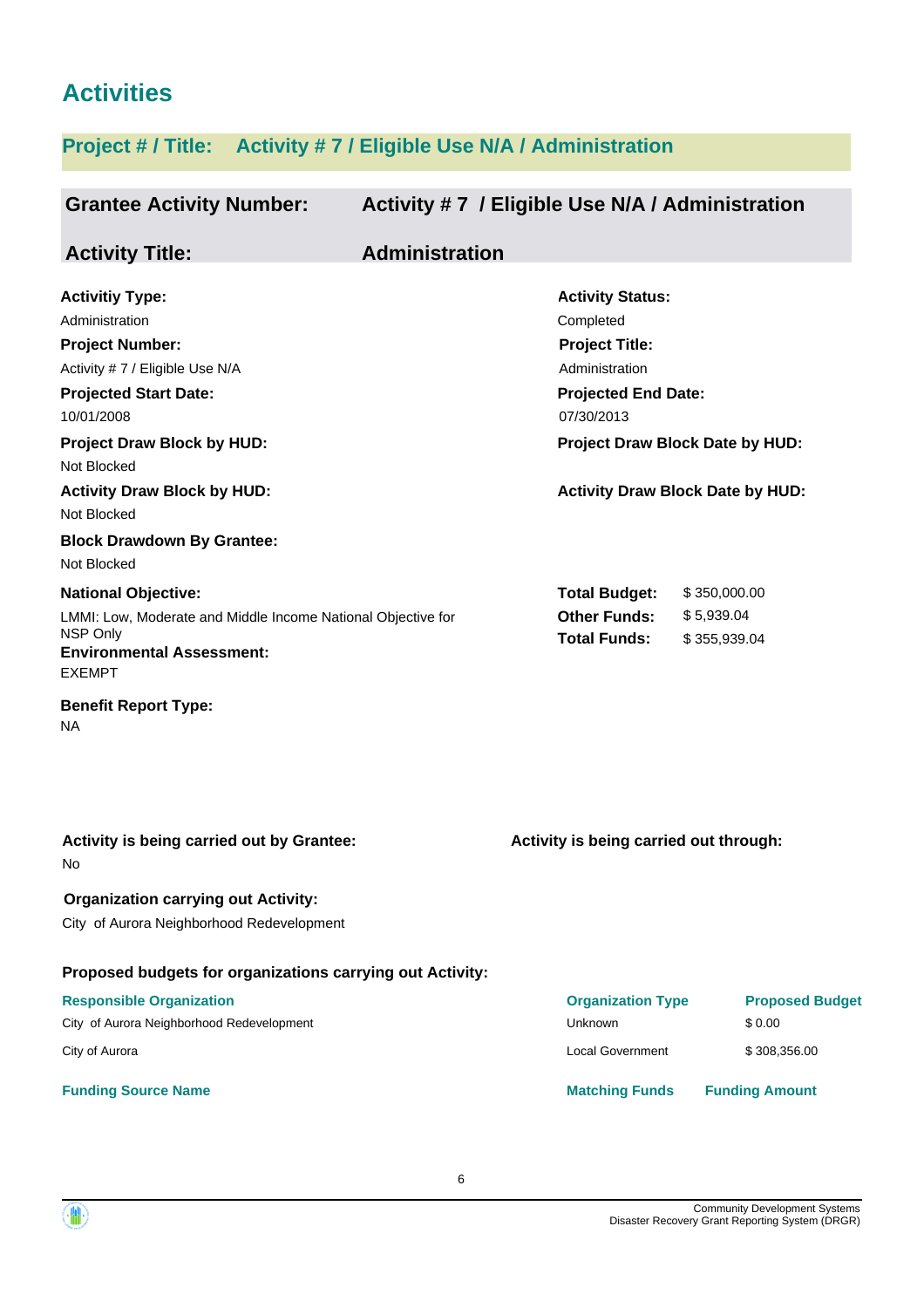# Activities

## Project # / Title: Activity # 7 / Eligible Use N/A / Administration

**Grantee Activity Number:** Activity # 7 / Eligible Use N/A / Administration

**Activity Title:** Administration

**Activitiy Type:**
Administration

**Activity Status:**
Completed

**Project Number:**
Activity # 7 / Eligible Use N/A

**Project Title:**
Administration

**Projected Start Date:**
10/01/2008

**Projected End Date:**
07/30/2013

**Project Draw Block by HUD:**
Not Blocked

**Project Draw Block Date by HUD:**

**Activity Draw Block by HUD:**
Not Blocked

**Activity Draw Block Date by HUD:**

**Block Drawdown By Grantee:**
Not Blocked

**National Objective:**
LMMI: Low, Moderate and Middle Income National Objective for NSP Only

| | |
|---|---|
| **Total Budget:** | $ 350,000.00 |
| **Other Funds:** | $ 5,939.04 |
| **Total Funds:** | $ 355,939.04 |

**Environmental Assessment:**
EXEMPT

**Benefit Report Type:**
NA

**Activity is being carried out by Grantee:**
No

**Activity is being carried out through:**

**Organization carrying out Activity:**
City of Aurora Neighborhood Redevelopment

**Proposed budgets for organizations carrying out Activity:**

| Responsible Organization | Organization Type | Proposed Budget |
|---|---|---|
| City of Aurora Neighborhood Redevelopment | Unknown | $ 0.00 |
| City of Aurora | Local Government | $ 308,356.00 |

| Funding Source Name | Matching Funds | Funding Amount |
|---|---|---|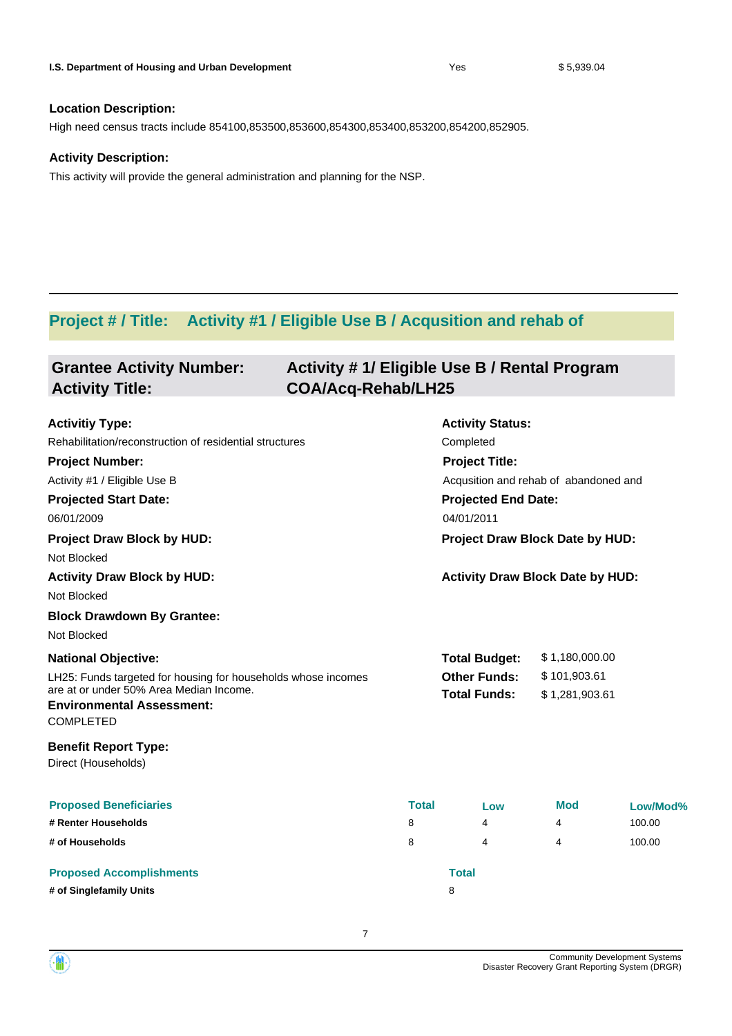| | | |
|---|---|---|
| **I.S. Department of Housing and Urban Development** | Yes | $ 5,939.04 |

**Location Description:**

High need census tracts include 854100,853500,853600,854300,853400,853200,854200,852905.

**Activity Description:**

This activity will provide the general administration and planning for the NSP.

---

## Project # / Title: Activity #1 / Eligible Use B / Acqusition and rehab of

## Grantee Activity Number: Activity # 1/ Eligible Use B / Rental Program
## Activity Title: COA/Acq-Rehab/LH25

**Activitiy Type:**
Rehabilitation/reconstruction of residential structures

**Activity Status:**
Completed

**Project Number:**
Activity #1 / Eligible Use B

**Project Title:**
Acqusition and rehab of abandoned and

**Projected Start Date:**
06/01/2009

**Projected End Date:**
04/01/2011

**Project Draw Block by HUD:**
Not Blocked

**Project Draw Block Date by HUD:**

**Activity Draw Block by HUD:**
Not Blocked

**Activity Draw Block Date by HUD:**

**Block Drawdown By Grantee:**
Not Blocked

**National Objective:**
LH25: Funds targeted for housing for households whose incomes are at or under 50% Area Median Income.

| | |
|---|---|
| **Total Budget:** | $ 1,180,000.00 |
| **Other Funds:** | $ 101,903.61 |
| **Total Funds:** | $ 1,281,903.61 |

**Environmental Assessment:**
COMPLETED

**Benefit Report Type:**
Direct (Households)

| Proposed Beneficiaries | Total | Low | Mod | Low/Mod% |
|---|---|---|---|---|
| **# Renter Households** | 8 | 4 | 4 | 100.00 |
| **# of Households** | 8 | 4 | 4 | 100.00 |

| Proposed Accomplishments | Total |
|---|---|
| **# of Singlefamily Units** | 8 |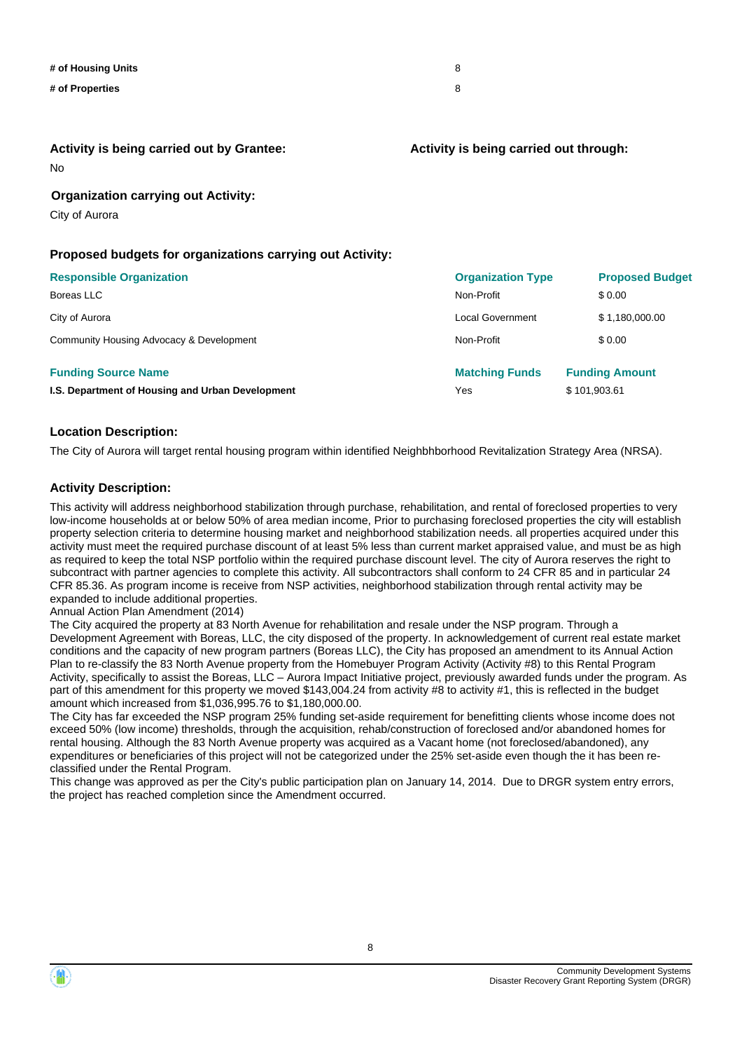| | |
|---|---|
| **# of Housing Units** | 8 |
| **# of Properties** | 8 |

**Activity is being carried out by Grantee:**

No

**Activity is being carried out through:**

**Organization carrying out Activity:**

City of Aurora

**Proposed budgets for organizations carrying out Activity:**

| Responsible Organization | Organization Type | Proposed Budget |
|---|---|---|
| Boreas LLC | Non-Profit | $ 0.00 |
| City of Aurora | Local Government | $ 1,180,000.00 |
| Community Housing Advocacy & Development | Non-Profit | $ 0.00 |

| Funding Source Name | Matching Funds | Funding Amount |
|---|---|---|
| **I.S. Department of Housing and Urban Development** | Yes | $ 101,903.61 |

**Location Description:**

The City of Aurora will target rental housing program within identified Neighbhborhood Revitalization Strategy Area (NRSA).

**Activity Description:**

This activity will address neighborhood stabilization through purchase, rehabilitation, and rental of foreclosed properties to very low-income households at or below 50% of area median income, Prior to purchasing foreclosed properties the city will establish property selection criteria to determine housing market and neighborhood stabilization needs. all properties acquired under this activity must meet the required purchase discount of at least 5% less than current market appraised value, and must be as high as required to keep the total NSP portfolio within the required purchase discount level. The city of Aurora reserves the right to subcontract with partner agencies to complete this activity. All subcontractors shall conform to 24 CFR 85 and in particular 24 CFR 85.36. As program income is receive from NSP activities, neighborhood stabilization through rental activity may be expanded to include additional properties.
Annual Action Plan Amendment (2014)
The City acquired the property at 83 North Avenue for rehabilitation and resale under the NSP program. Through a Development Agreement with Boreas, LLC, the city disposed of the property. In acknowledgement of current real estate market conditions and the capacity of new program partners (Boreas LLC), the City has proposed an amendment to its Annual Action Plan to re-classify the 83 North Avenue property from the Homebuyer Program Activity (Activity #8) to this Rental Program Activity, specifically to assist the Boreas, LLC – Aurora Impact Initiative project, previously awarded funds under the program. As part of this amendment for this property we moved $143,004.24 from activity #8 to activity #1, this is reflected in the budget amount which increased from $1,036,995.76 to $1,180,000.00.
The City has far exceeded the NSP program 25% funding set-aside requirement for benefitting clients whose income does not exceed 50% (low income) thresholds, through the acquisition, rehab/construction of foreclosed and/or abandoned homes for rental housing. Although the 83 North Avenue property was acquired as a Vacant home (not foreclosed/abandoned), any expenditures or beneficiaries of this project will not be categorized under the 25% set-aside even though the it has been re-classified under the Rental Program.
This change was approved as per the City's public participation plan on January 14, 2014. Due to DRGR system entry errors, the project has reached completion since the Amendment occurred.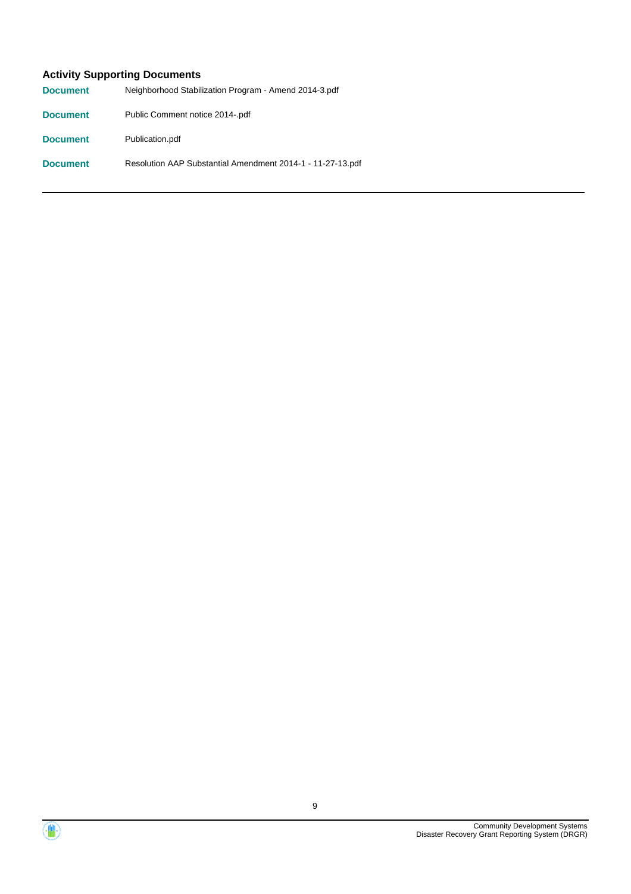### Activity Supporting Documents

| | |
|---|---|
| **Document** | Neighborhood Stabilization Program - Amend 2014-3.pdf |
| **Document** | Public Comment notice 2014-.pdf |
| **Document** | Publication.pdf |
| **Document** | Resolution AAP Substantial Amendment 2014-1 - 11-27-13.pdf |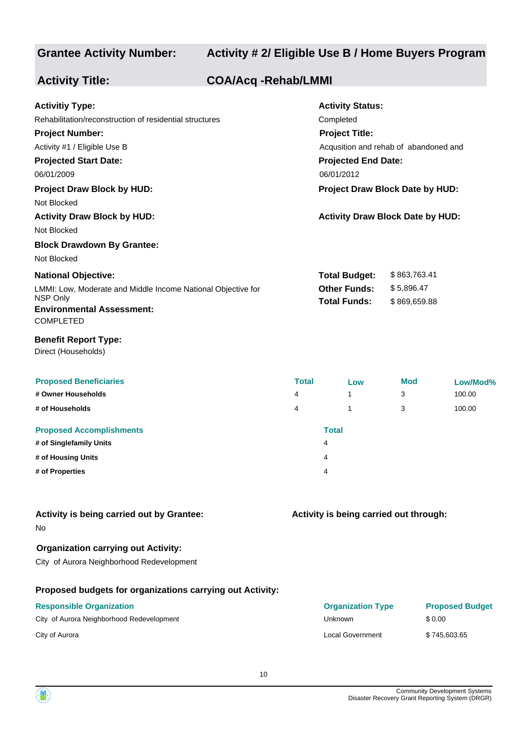## Grantee Activity Number: Activity # 2/ Eligible Use B / Home Buyers Program

## Activity Title: COA/Acq -Rehab/LMMI

**Activitiy Type:**
Rehabilitation/reconstruction of residential structures

**Activity Status:**
Completed

**Project Number:**
Activity #1 / Eligible Use B

**Project Title:**
Acqusition and rehab of abandoned and

**Projected Start Date:**
06/01/2009

**Projected End Date:**
06/01/2012

**Project Draw Block by HUD:**
Not Blocked

**Project Draw Block Date by HUD:**

**Activity Draw Block by HUD:**
Not Blocked

**Activity Draw Block Date by HUD:**

**Block Drawdown By Grantee:**
Not Blocked

**National Objective:**
LMMI: Low, Moderate and Middle Income National Objective for NSP Only

**Total Budget:** $ 863,763.41
**Other Funds:** $ 5,896.47
**Total Funds:** $ 869,659.88

**Environmental Assessment:**
COMPLETED

**Benefit Report Type:**
Direct (Households)

| Proposed Beneficiaries | Total | Low | Mod | Low/Mod% |
|---|---|---|---|---|
| # Owner Households | 4 | 1 | 3 | 100.00 |
| # of Households | 4 | 1 | 3 | 100.00 |

| Proposed Accomplishments | Total |
|---|---|
| # of Singlefamily Units | 4 |
| # of Housing Units | 4 |
| # of Properties | 4 |

**Activity is being carried out by Grantee:**
No

**Activity is being carried out through:**

**Organization carrying out Activity:**
City of Aurora Neighborhood Redevelopment

**Proposed budgets for organizations carrying out Activity:**

| Responsible Organization | Organization Type | Proposed Budget |
|---|---|---|
| City of Aurora Neighborhood Redevelopment | Unknown | $ 0.00 |
| City of Aurora | Local Government | $ 745,603.65 |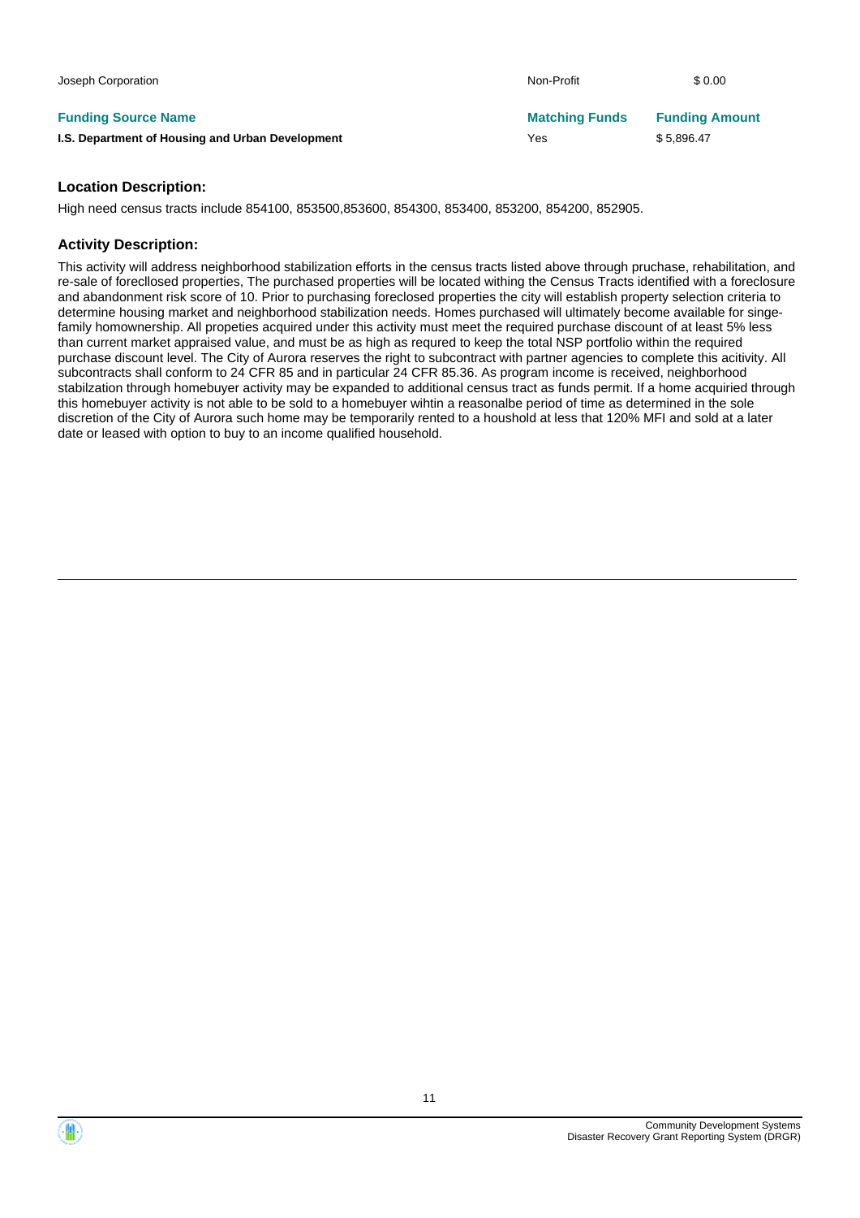| Joseph Corporation | Non-Profit | $ 0.00 |
|---|---|---|

| **Funding Source Name** | **Matching Funds** | **Funding Amount** |
|---|---|---|
| **I.S. Department of Housing and Urban Development** | Yes | $ 5,896.47 |

### Location Description:

High need census tracts include 854100, 853500,853600, 854300, 853400, 853200, 854200, 852905.

### Activity Description:

This activity will address neighborhood stabilization efforts in the census tracts listed above through pruchase, rehabilitation, and re-sale of forecllosed properties, The purchased properties will be located withing the Census Tracts identified with a foreclosure and abandonment risk score of 10. Prior to purchasing foreclosed properties the city will establish property selection criteria to determine housing market and neighborhood stabilization needs. Homes purchased will ultimately become available for singe-family homownership. All propeties acquired under this activity must meet the required purchase discount of at least 5% less than current market appraised value, and must be as high as requred to keep the total NSP portfolio within the required purchase discount level. The City of Aurora reserves the right to subcontract with partner agencies to complete this acitivity. All subcontracts shall conform to 24 CFR 85 and in particular 24 CFR 85.36. As program income is received, neighborhood stabilzation through homebuyer activity may be expanded to additional census tract as funds permit. If a home acquiried through this homebuyer activity is not able to be sold to a homebuyer wihtin a reasonalbe period of time as determined in the sole discretion of the City of Aurora such home may be temporarily rented to a houshold at less that 120% MFI and sold at a later date or leased with option to buy to an income qualified household.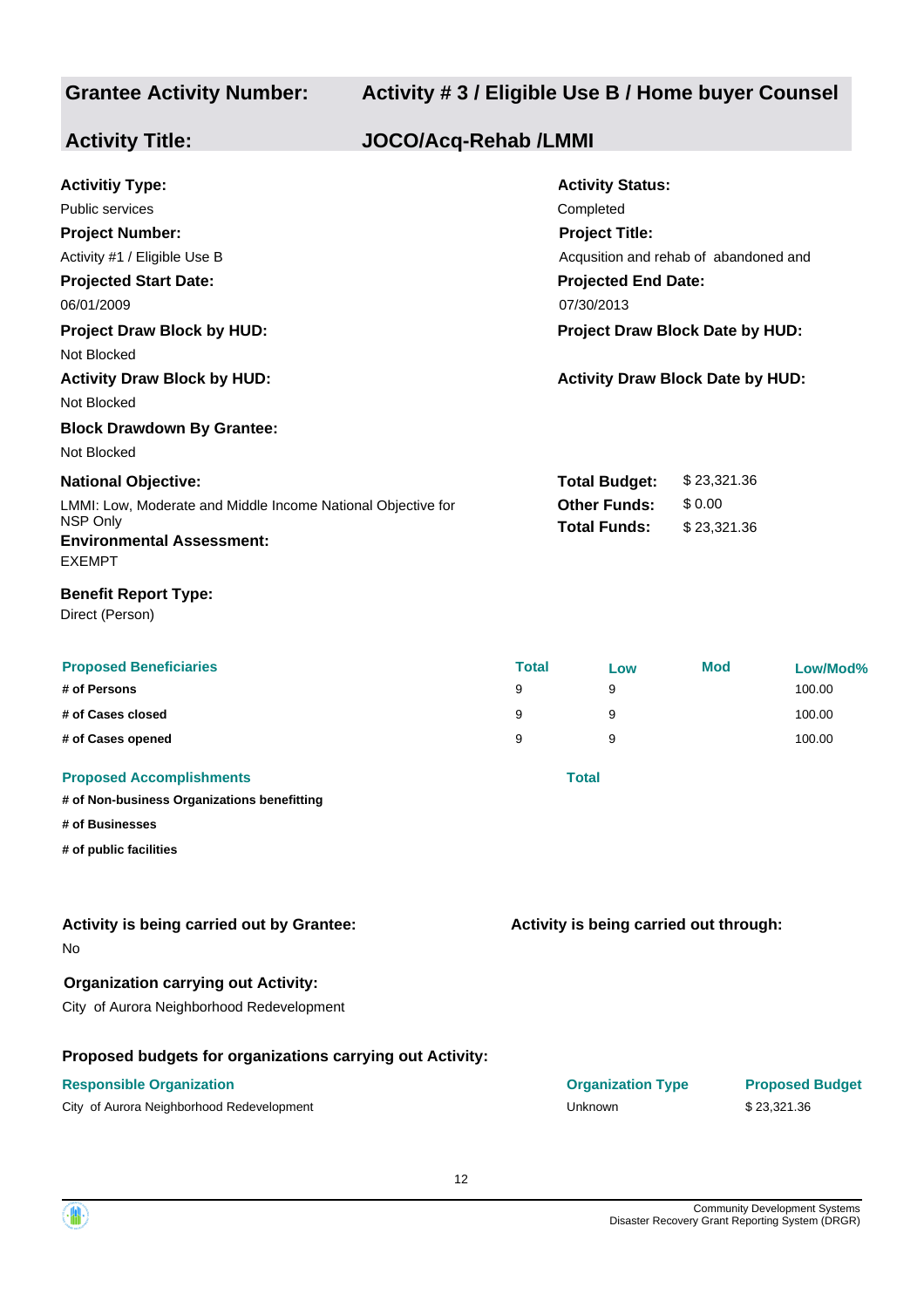## Grantee Activity Number: Activity # 3 / Eligible Use B / Home buyer Counsel

## Activity Title: JOCO/Acq-Rehab /LMMI

**Activitiy Type:**
Public services

**Activity Status:**
Completed

**Project Number:**
Activity #1 / Eligible Use B

**Project Title:**
Acqusition and rehab of abandoned and

**Projected Start Date:**
06/01/2009

**Projected End Date:**
07/30/2013

**Project Draw Block by HUD:**
Not Blocked

**Project Draw Block Date by HUD:**

**Activity Draw Block by HUD:**
Not Blocked

**Activity Draw Block Date by HUD:**

**Block Drawdown By Grantee:**
Not Blocked

**National Objective:**
LMMI: Low, Moderate and Middle Income National Objective for NSP Only

**Total Budget:** $ 23,321.36
**Other Funds:** $ 0.00
**Total Funds:** $ 23,321.36

**Environmental Assessment:**
EXEMPT

**Benefit Report Type:**
Direct (Person)

| Proposed Beneficiaries | Total | Low | Mod | Low/Mod% |
|---|---|---|---|---|
| # of Persons | 9 | 9 | | 100.00 |
| # of Cases closed | 9 | 9 | | 100.00 |
| # of Cases opened | 9 | 9 | | 100.00 |

| Proposed Accomplishments | Total |
|---|---|
| # of Non-business Organizations benefitting | |
| # of Businesses | |
| # of public facilities | |

**Activity is being carried out by Grantee:**
No

**Activity is being carried out through:**

**Organization carrying out Activity:**
City of Aurora Neighborhood Redevelopment

**Proposed budgets for organizations carrying out Activity:**

| Responsible Organization | Organization Type | Proposed Budget |
|---|---|---|
| City of Aurora Neighborhood Redevelopment | Unknown | $ 23,321.36 |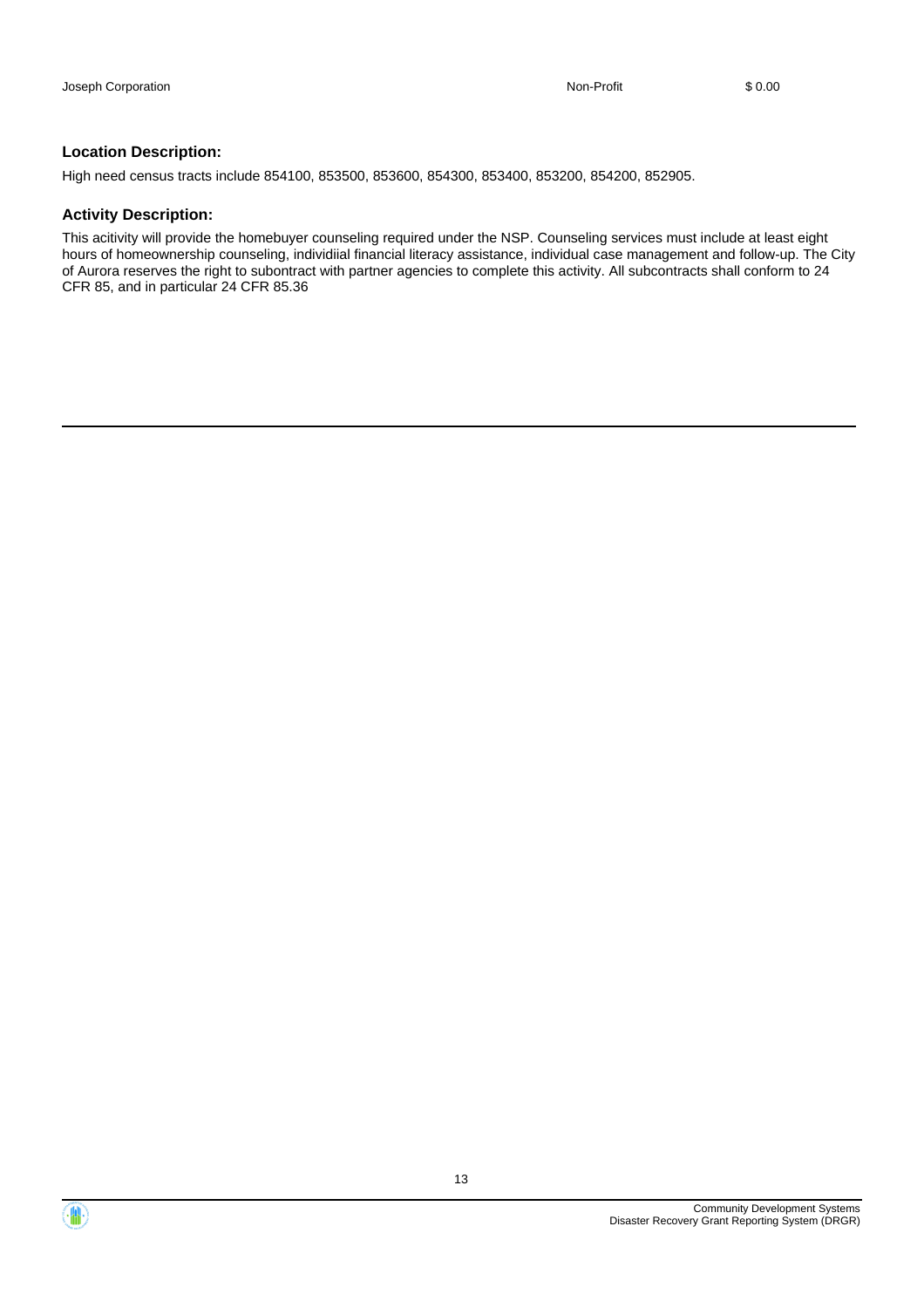| Joseph Corporation | Non-Profit | $ 0.00 |
|---|---|---|

### Location Description:

High need census tracts include 854100, 853500, 853600, 854300, 853400, 853200, 854200, 852905.

### Activity Description:

This acitivity will provide the homebuyer counseling required under the NSP. Counseling services must include at least eight hours of homeownership counseling, individiial financial literacy assistance, individual case management and follow-up. The City of Aurora reserves the right to subontract with partner agencies to complete this activity. All subcontracts shall conform to 24 CFR 85, and in particular 24 CFR 85.36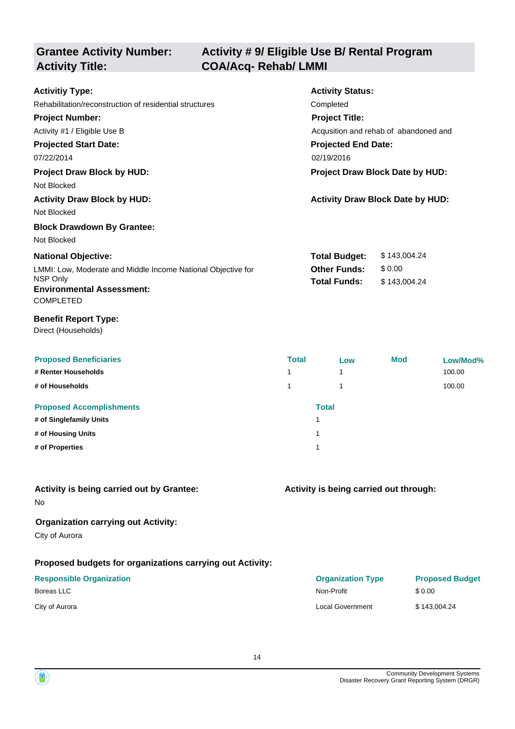| **Grantee Activity Number:** | **Activity # 9/ Eligible Use B/ Rental Program** |
|---|---|
| **Activity Title:** | **COA/Acq- Rehab/ LMMI** |

**Activitiy Type:**
Rehabilitation/reconstruction of residential structures

**Activity Status:**
Completed

**Project Number:**
Activity #1 / Eligible Use B

**Project Title:**
Acqusition and rehab of abandoned and

**Projected Start Date:**
07/22/2014

**Projected End Date:**
02/19/2016

**Project Draw Block by HUD:**
Not Blocked

**Project Draw Block Date by HUD:**

**Activity Draw Block by HUD:**
Not Blocked

**Activity Draw Block Date by HUD:**

**Block Drawdown By Grantee:**
Not Blocked

**National Objective:**
LMMI: Low, Moderate and Middle Income National Objective for NSP Only

**Total Budget:** $ 143,004.24
**Other Funds:** $ 0.00
**Total Funds:** $ 143,004.24

**Environmental Assessment:**
COMPLETED

**Benefit Report Type:**
Direct (Households)

| Proposed Beneficiaries | Total | Low | Mod | Low/Mod% |
|---|---|---|---|---|
| **# Renter Households** | 1 | 1 | | 100.00 |
| **# of Households** | 1 | 1 | | 100.00 |

| Proposed Accomplishments | Total |
|---|---|
| **# of Singlefamily Units** | 1 |
| **# of Housing Units** | 1 |
| **# of Properties** | 1 |

**Activity is being carried out by Grantee:**
No

**Activity is being carried out through:**

**Organization carrying out Activity:**
City of Aurora

**Proposed budgets for organizations carrying out Activity:**

| Responsible Organization | Organization Type | Proposed Budget |
|---|---|---|
| Boreas LLC | Non-Profit | $ 0.00 |
| City of Aurora | Local Government | $ 143,004.24 |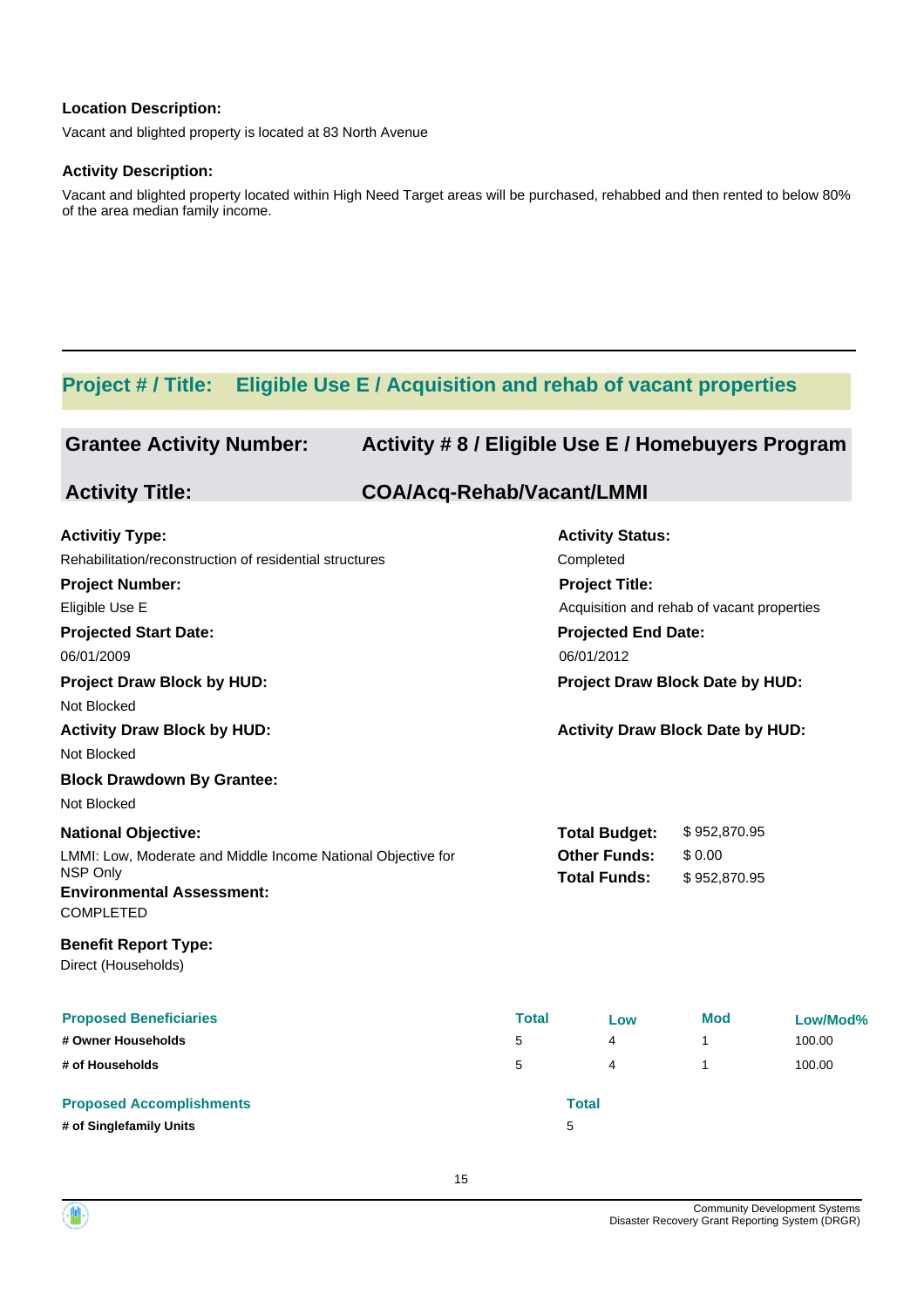**Location Description:**

Vacant and blighted property is located at 83 North Avenue

**Activity Description:**

Vacant and blighted property located within High Need Target areas will be purchased, rehabbed and then rented to below 80% of the area median family income.

---

## Project # / Title: Eligible Use E / Acquisition and rehab of vacant properties

### Grantee Activity Number: Activity # 8 / Eligible Use E / Homebuyers Program

### Activity Title: COA/Acq-Rehab/Vacant/LMMI

**Activitiy Type:**
Rehabilitation/reconstruction of residential structures

**Activity Status:**
Completed

**Project Number:**
Eligible Use E

**Project Title:**
Acquisition and rehab of vacant properties

**Projected Start Date:**
06/01/2009

**Projected End Date:**
06/01/2012

**Project Draw Block by HUD:**
Not Blocked

**Project Draw Block Date by HUD:**

**Activity Draw Block by HUD:**
Not Blocked

**Activity Draw Block Date by HUD:**

**Block Drawdown By Grantee:**
Not Blocked

**National Objective:**
LMMI: Low, Moderate and Middle Income National Objective for NSP Only

| | |
|---|---|
| **Total Budget:** | $ 952,870.95 |
| **Other Funds:** | $ 0.00 |
| **Total Funds:** | $ 952,870.95 |

**Environmental Assessment:**
COMPLETED

**Benefit Report Type:**
Direct (Households)

| Proposed Beneficiaries | Total | Low | Mod | Low/Mod% |
|---|---|---|---|---|
| # Owner Households | 5 | 4 | 1 | 100.00 |
| # of Households | 5 | 4 | 1 | 100.00 |

| Proposed Accomplishments | Total |
|---|---|
| # of Singlefamily Units | 5 |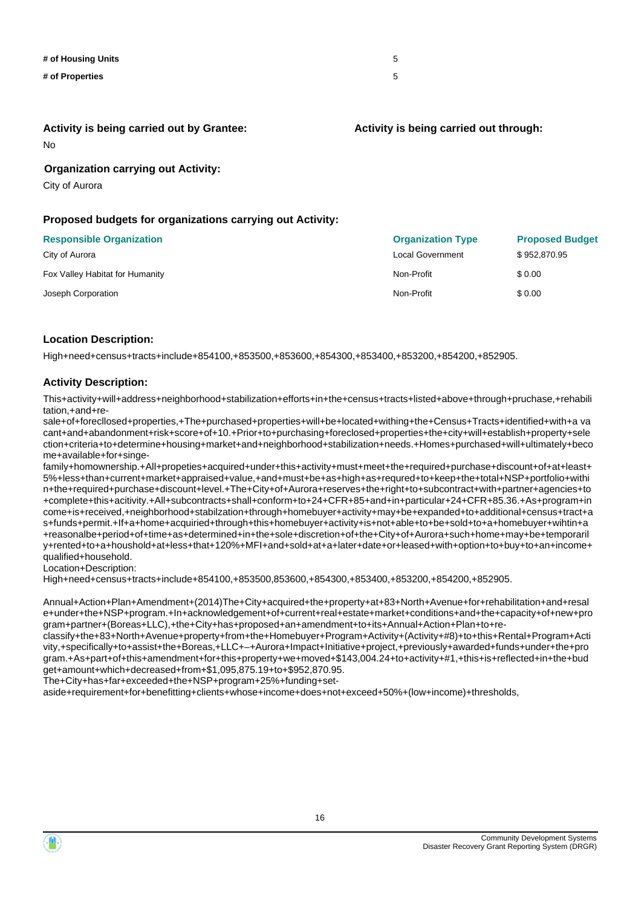| | |
|---|---|
| **# of Housing Units** | 5 |
| **# of Properties** | 5 |

**Activity is being carried out by Grantee:**

No

**Activity is being carried out through:**

**Organization carrying out Activity:**

City of Aurora

**Proposed budgets for organizations carrying out Activity:**

| Responsible Organization | Organization Type | Proposed Budget |
|---|---|---|
| City of Aurora | Local Government | $ 952,870.95 |
| Fox Valley Habitat for Humanity | Non-Profit | $ 0.00 |
| Joseph Corporation | Non-Profit | $ 0.00 |

**Location Description:**

High+need+census+tracts+include+854100,+853500,+853600,+854300,+853400,+853200,+854200,+852905.

**Activity Description:**

This+activity+will+address+neighborhood+stabilization+efforts+in+the+census+tracts+listed+above+through+pruchase,+rehabilitation,+and+re-sale+of+forecllosed+properties,+The+purchased+properties+will+be+located+withing+the+Census+Tracts+identified+with+a vacant+and+abandonment+risk+score+of+10.+Prior+to+purchasing+foreclosed+properties+the+city+will+establish+property+selection+criteria+to+determine+housing+market+and+neighborhood+stabilization+needs.+Homes+purchased+will+ultimately+become+available+for+singe-family+homownership.+All+propeties+acquired+under+this+activity+must+meet+the+required+purchase+discount+of+at+least+5%+less+than+current+market+appraised+value,+and+must+be+as+high+as+requred+to+keep+the+total+NSP+portfolio+within+the+required+purchase+discount+level.+The+City+of+Aurora+reserves+the+right+to+subcontract+with+partner+agencies+to+complete+this+acitivity.+All+subcontracts+shall+conform+to+24+CFR+85+and+in+particular+24+CFR+85.36.+As+program+income+is+received,+neighborhood+stabilzation+through+homebuyer+activity+may+be+expanded+to+additional+census+tract+as+funds+permit.+If+a+home+acquiried+through+this+homebuyer+activity+is+not+able+to+be+sold+to+a+homebuyer+wihtin+a+reasonalbe+period+of+time+as+determined+in+the+sole+discretion+of+the+City+of+Aurora+such+home+may+be+temporarily+rented+to+a+houshold+at+less+that+120%+MFI+and+sold+at+a+later+date+or+leased+with+option+to+buy+to+an+income+qualified+household.

Location+Description:

High+need+census+tracts+include+854100,+853500,853600,+854300,+853400,+853200,+854200,+852905.

Annual+Action+Plan+Amendment+(2014)The+City+acquired+the+property+at+83+North+Avenue+for+rehabilitation+and+resale+under+the+NSP+program.+In+acknowledgement+of+current+real+estate+market+conditions+and+the+capacity+of+new+program+partner+(Boreas+LLC),+the+City+has+proposed+an+amendment+to+its+Annual+Action+Plan+to+re-classify+the+83+North+Avenue+property+from+the+Homebuyer+Program+Activity+(Activity+#8)+to+this+Rental+Program+Activity,+specifically+to+assist+the+Boreas,+LLC+–+Aurora+Impact+Initiative+project,+previously+awarded+funds+under+the+program.+As+part+of+this+amendment+for+this+property+we+moved+$143,004.24+to+activity+#1,+this+is+reflected+in+the+budget+amount+which+decreased+from+$1,095,875.19+to+$952,870.95.

The+City+has+far+exceeded+the+NSP+program+25%+funding+set-aside+requirement+for+benefitting+clients+whose+income+does+not+exceed+50%+(low+income)+thresholds,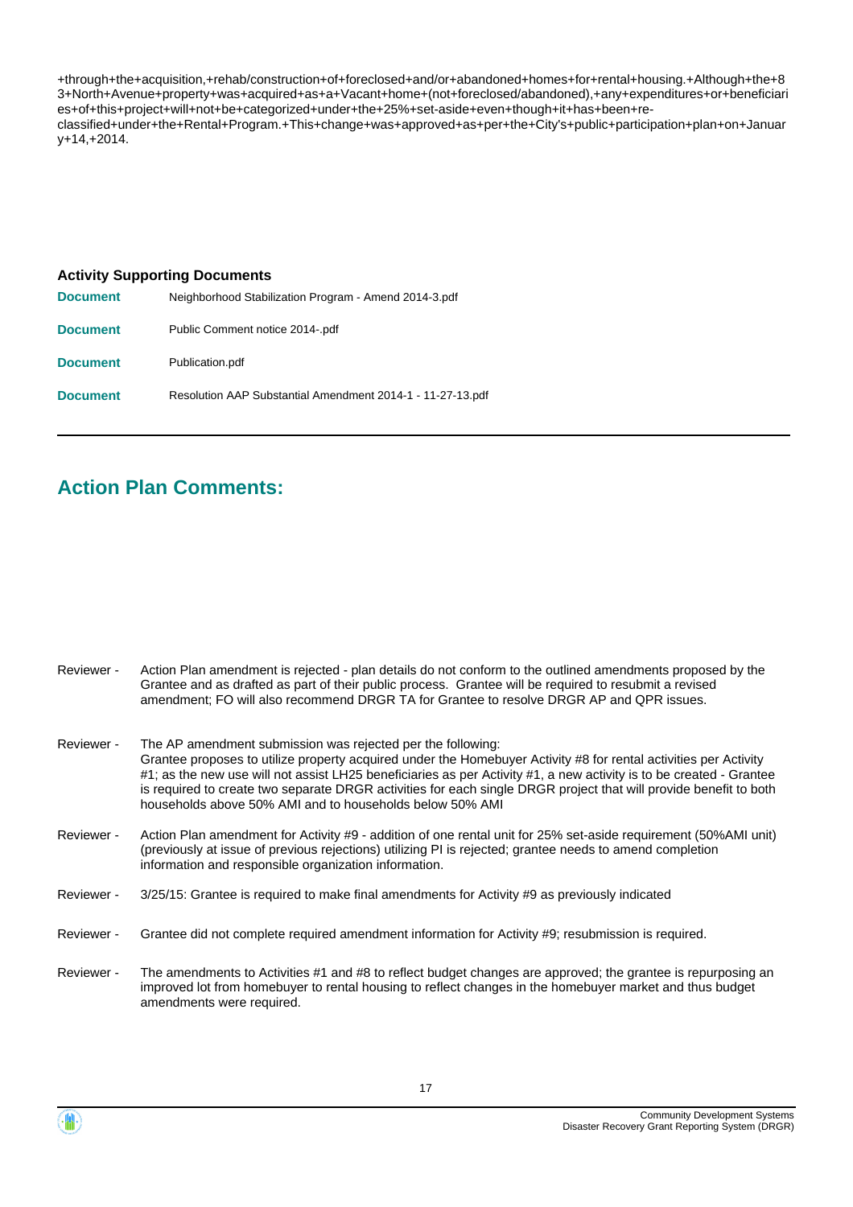+through+the+acquisition,+rehab/construction+of+foreclosed+and/or+abandoned+homes+for+rental+housing.+Although+the+83+North+Avenue+property+was+acquired+as+a+Vacant+home+(not+foreclosed/abandoned),+any+expenditures+or+beneficiaries+of+this+project+will+not+be+categorized+under+the+25%+set-aside+even+though+it+has+been+re-classified+under+the+Rental+Program.+This+change+was+approved+as+per+the+City's+public+participation+plan+on+January+14,+2014.

**Activity Supporting Documents**

| | |
|---|---|
| **Document** | Neighborhood Stabilization Program - Amend 2014-3.pdf |
| **Document** | Public Comment notice 2014-.pdf |
| **Document** | Publication.pdf |
| **Document** | Resolution AAP Substantial Amendment 2014-1 - 11-27-13.pdf |

## Action Plan Comments:

| | |
|---|---|
| Reviewer - | Action Plan amendment is rejected - plan details do not conform to the outlined amendments proposed by the Grantee and as drafted as part of their public process. Grantee will be required to resubmit a revised amendment; FO will also recommend DRGR TA for Grantee to resolve DRGR AP and QPR issues. |
| Reviewer - | The AP amendment submission was rejected per the following: Grantee proposes to utilize property acquired under the Homebuyer Activity #8 for rental activities per Activity #1; as the new use will not assist LH25 beneficiaries as per Activity #1, a new activity is to be created - Grantee is required to create two separate DRGR activities for each single DRGR project that will provide benefit to both households above 50% AMI and to households below 50% AMI |
| Reviewer - | Action Plan amendment for Activity #9 - addition of one rental unit for 25% set-aside requirement (50%AMI unit) (previously at issue of previous rejections) utilizing PI is rejected; grantee needs to amend completion information and responsible organization information. |
| Reviewer - | 3/25/15: Grantee is required to make final amendments for Activity #9 as previously indicated |
| Reviewer - | Grantee did not complete required amendment information for Activity #9; resubmission is required. |
| Reviewer - | The amendments to Activities #1 and #8 to reflect budget changes are approved; the grantee is repurposing an improved lot from homebuyer to rental housing to reflect changes in the homebuyer market and thus budget amendments were required. |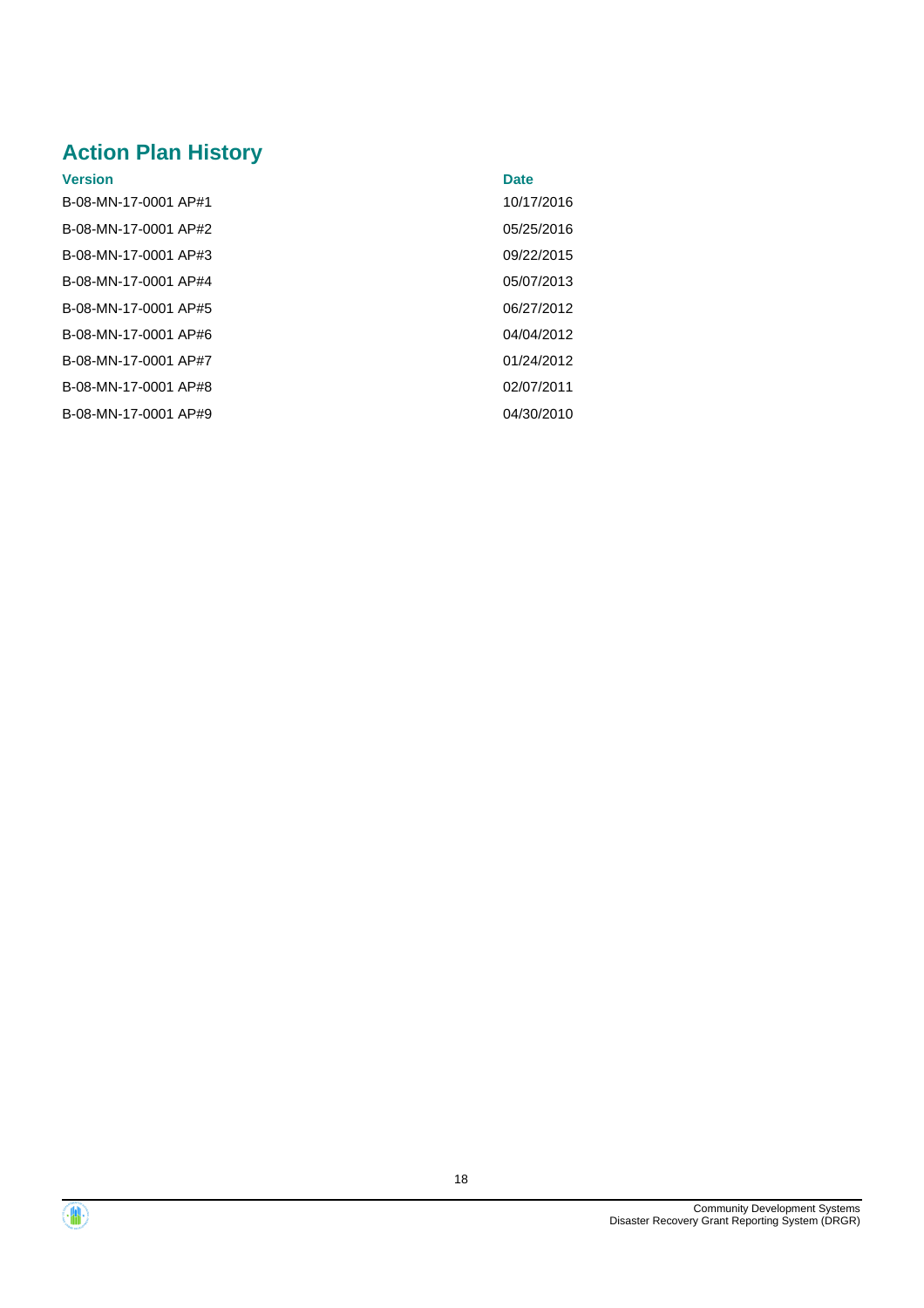## Action Plan History

| Version | Date |
| --- | --- |
| B-08-MN-17-0001 AP#1 | 10/17/2016 |
| B-08-MN-17-0001 AP#2 | 05/25/2016 |
| B-08-MN-17-0001 AP#3 | 09/22/2015 |
| B-08-MN-17-0001 AP#4 | 05/07/2013 |
| B-08-MN-17-0001 AP#5 | 06/27/2012 |
| B-08-MN-17-0001 AP#6 | 04/04/2012 |
| B-08-MN-17-0001 AP#7 | 01/24/2012 |
| B-08-MN-17-0001 AP#8 | 02/07/2011 |
| B-08-MN-17-0001 AP#9 | 04/30/2010 |